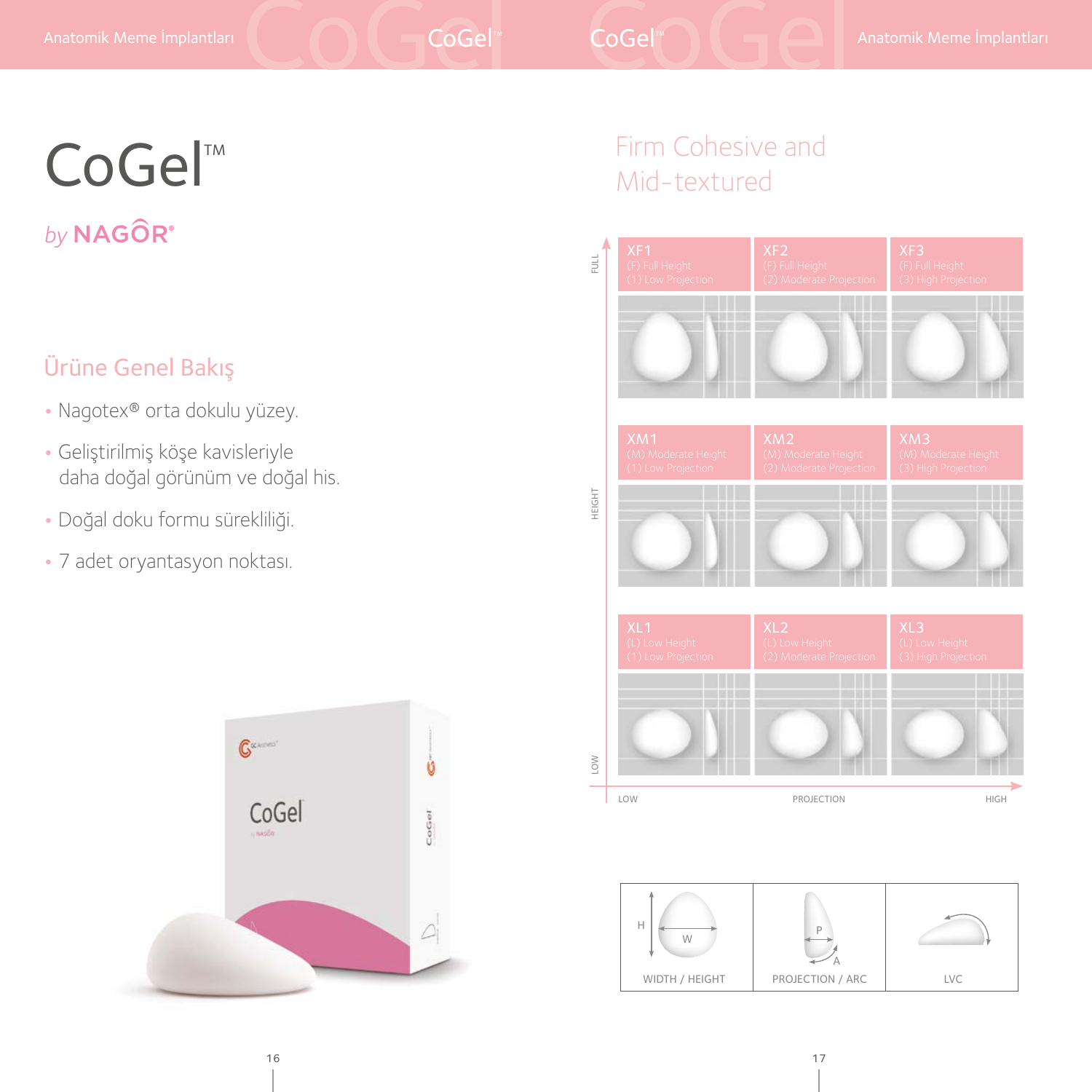# CoGel™

*by* NAGÔR®

## Ürüne Genel Bakış

- Nagotex® orta dokulu yüzey.
- Geliştirilmiş köşe kavisleriyle daha doğal görünüm ve doğal his.
- Doğal doku formu sürekliliği.
- 7 adet oryantasyon noktası.

## Firm Cohesive and Mid-textured

| HEIGHT / PROJECTION | LOW | | HIGH |
|---|---|---|---|
| FULL | **XF1** (F) Full Height (1) Low Projection | **XF2** (F) Full Height (2) Moderate Projection | **XF3** (F) Full Height (3) High Projection |
| | **XM1** (M) Moderate Height (1) Low Projection | **XM2** (M) Moderate Height (2) Moderate Projection | **XM3** (M) Moderate Height (3) High Projection |
| LOW | **XL1** (L) Low Height (1) Low Projection | **XL2** (L) Low Height (2) Moderate Projection | **XL3** (L) Low Height (3) High Projection |

WIDTH / HEIGHT | PROJECTION / ARC | LVC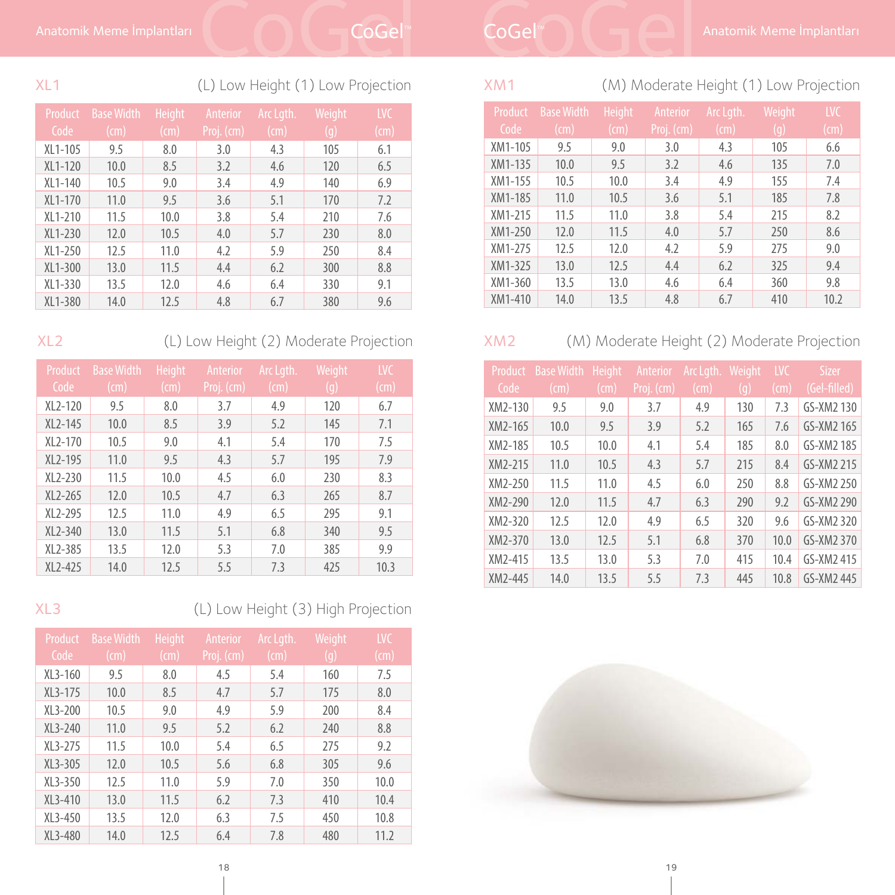## XL1 — (L) Low Height (1) Low Projection

| Product Code | Base Width (cm) | Height (cm) | Anterior Proj. (cm) | Arc Lgth. (cm) | Weight (g) | LVC (cm) |
|---|---|---|---|---|---|---|
| XL1-105 | 9.5 | 8.0 | 3.0 | 4.3 | 105 | 6.1 |
| XL1-120 | 10.0 | 8.5 | 3.2 | 4.6 | 120 | 6.5 |
| XL1-140 | 10.5 | 9.0 | 3.4 | 4.9 | 140 | 6.9 |
| XL1-170 | 11.0 | 9.5 | 3.6 | 5.1 | 170 | 7.2 |
| XL1-210 | 11.5 | 10.0 | 3.8 | 5.4 | 210 | 7.6 |
| XL1-230 | 12.0 | 10.5 | 4.0 | 5.7 | 230 | 8.0 |
| XL1-250 | 12.5 | 11.0 | 4.2 | 5.9 | 250 | 8.4 |
| XL1-300 | 13.0 | 11.5 | 4.4 | 6.2 | 300 | 8.8 |
| XL1-330 | 13.5 | 12.0 | 4.6 | 6.4 | 330 | 9.1 |
| XL1-380 | 14.0 | 12.5 | 4.8 | 6.7 | 380 | 9.6 |

## XL2 — (L) Low Height (2) Moderate Projection

| Product Code | Base Width (cm) | Height (cm) | Anterior Proj. (cm) | Arc Lgth. (cm) | Weight (g) | LVC (cm) |
|---|---|---|---|---|---|---|
| XL2-120 | 9.5 | 8.0 | 3.7 | 4.9 | 120 | 6.7 |
| XL2-145 | 10.0 | 8.5 | 3.9 | 5.2 | 145 | 7.1 |
| XL2-170 | 10.5 | 9.0 | 4.1 | 5.4 | 170 | 7.5 |
| XL2-195 | 11.0 | 9.5 | 4.3 | 5.7 | 195 | 7.9 |
| XL2-230 | 11.5 | 10.0 | 4.5 | 6.0 | 230 | 8.3 |
| XL2-265 | 12.0 | 10.5 | 4.7 | 6.3 | 265 | 8.7 |
| XL2-295 | 12.5 | 11.0 | 4.9 | 6.5 | 295 | 9.1 |
| XL2-340 | 13.0 | 11.5 | 5.1 | 6.8 | 340 | 9.5 |
| XL2-385 | 13.5 | 12.0 | 5.3 | 7.0 | 385 | 9.9 |
| XL2-425 | 14.0 | 12.5 | 5.5 | 7.3 | 425 | 10.3 |

## XL3 — (L) Low Height (3) High Projection

| Product Code | Base Width (cm) | Height (cm) | Anterior Proj. (cm) | Arc Lgth. (cm) | Weight (g) | LVC (cm) |
|---|---|---|---|---|---|---|
| XL3-160 | 9.5 | 8.0 | 4.5 | 5.4 | 160 | 7.5 |
| XL3-175 | 10.0 | 8.5 | 4.7 | 5.7 | 175 | 8.0 |
| XL3-200 | 10.5 | 9.0 | 4.9 | 5.9 | 200 | 8.4 |
| XL3-240 | 11.0 | 9.5 | 5.2 | 6.2 | 240 | 8.8 |
| XL3-275 | 11.5 | 10.0 | 5.4 | 6.5 | 275 | 9.2 |
| XL3-305 | 12.0 | 10.5 | 5.6 | 6.8 | 305 | 9.6 |
| XL3-350 | 12.5 | 11.0 | 5.9 | 7.0 | 350 | 10.0 |
| XL3-410 | 13.0 | 11.5 | 6.2 | 7.3 | 410 | 10.4 |
| XL3-450 | 13.5 | 12.0 | 6.3 | 7.5 | 450 | 10.8 |
| XL3-480 | 14.0 | 12.5 | 6.4 | 7.8 | 480 | 11.2 |

## XM1 — (M) Moderate Height (1) Low Projection

| Product Code | Base Width (cm) | Height (cm) | Anterior Proj. (cm) | Arc Lgth. (cm) | Weight (g) | LVC (cm) |
|---|---|---|---|---|---|---|
| XM1-105 | 9.5 | 9.0 | 3.0 | 4.3 | 105 | 6.6 |
| XM1-135 | 10.0 | 9.5 | 3.2 | 4.6 | 135 | 7.0 |
| XM1-155 | 10.5 | 10.0 | 3.4 | 4.9 | 155 | 7.4 |
| XM1-185 | 11.0 | 10.5 | 3.6 | 5.1 | 185 | 7.8 |
| XM1-215 | 11.5 | 11.0 | 3.8 | 5.4 | 215 | 8.2 |
| XM1-250 | 12.0 | 11.5 | 4.0 | 5.7 | 250 | 8.6 |
| XM1-275 | 12.5 | 12.0 | 4.2 | 5.9 | 275 | 9.0 |
| XM1-325 | 13.0 | 12.5 | 4.4 | 6.2 | 325 | 9.4 |
| XM1-360 | 13.5 | 13.0 | 4.6 | 6.4 | 360 | 9.8 |
| XM1-410 | 14.0 | 13.5 | 4.8 | 6.7 | 410 | 10.2 |

## XM2 — (M) Moderate Height (2) Moderate Projection

| Product Code | Base Width (cm) | Height (cm) | Anterior Proj. (cm) | Arc Lgth. (cm) | Weight (g) | LVC (cm) | Sizer (Gel-filled) |
|---|---|---|---|---|---|---|---|
| XM2-130 | 9.5 | 9.0 | 3.7 | 4.9 | 130 | 7.3 | GS-XM2 130 |
| XM2-165 | 10.0 | 9.5 | 3.9 | 5.2 | 165 | 7.6 | GS-XM2 165 |
| XM2-185 | 10.5 | 10.0 | 4.1 | 5.4 | 185 | 8.0 | GS-XM2 185 |
| XM2-215 | 11.0 | 10.5 | 4.3 | 5.7 | 215 | 8.4 | GS-XM2 215 |
| XM2-250 | 11.5 | 11.0 | 4.5 | 6.0 | 250 | 8.8 | GS-XM2 250 |
| XM2-290 | 12.0 | 11.5 | 4.7 | 6.3 | 290 | 9.2 | GS-XM2 290 |
| XM2-320 | 12.5 | 12.0 | 4.9 | 6.5 | 320 | 9.6 | GS-XM2 320 |
| XM2-370 | 13.0 | 12.5 | 5.1 | 6.8 | 370 | 10.0 | GS-XM2 370 |
| XM2-415 | 13.5 | 13.0 | 5.3 | 7.0 | 415 | 10.4 | GS-XM2 415 |
| XM2-445 | 14.0 | 13.5 | 5.5 | 7.3 | 445 | 10.8 | GS-XM2 445 |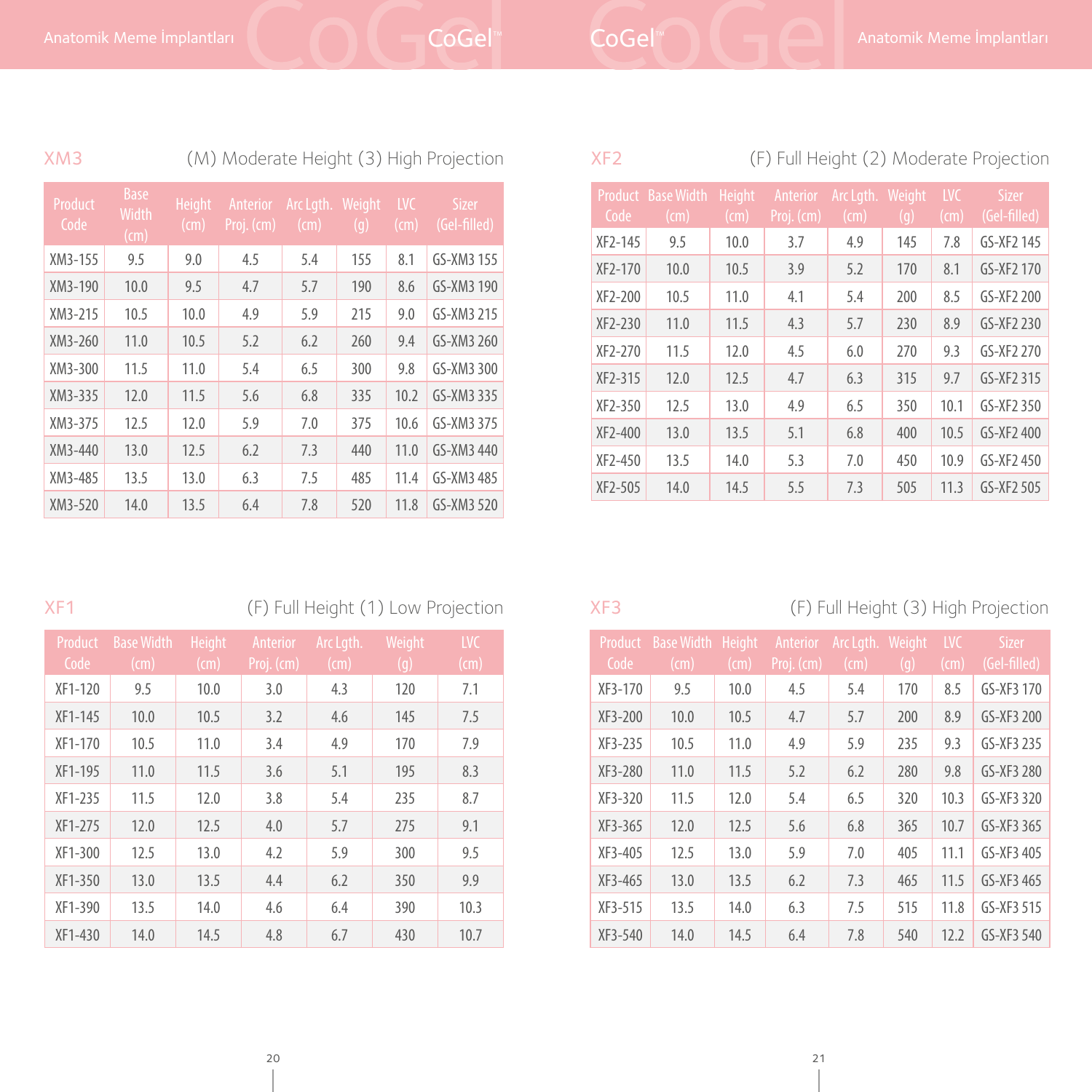## XM3

(M) Moderate Height (3) High Projection

| Product Code | Base Width (cm) | Height (cm) | Anterior Proj. (cm) | Arc Lgth. (cm) | Weight (g) | LVC (cm) | Sizer (Gel-filled) |
|---|---|---|---|---|---|---|---|
| XM3-155 | 9.5 | 9.0 | 4.5 | 5.4 | 155 | 8.1 | GS-XM3 155 |
| XM3-190 | 10.0 | 9.5 | 4.7 | 5.7 | 190 | 8.6 | GS-XM3 190 |
| XM3-215 | 10.5 | 10.0 | 4.9 | 5.9 | 215 | 9.0 | GS-XM3 215 |
| XM3-260 | 11.0 | 10.5 | 5.2 | 6.2 | 260 | 9.4 | GS-XM3 260 |
| XM3-300 | 11.5 | 11.0 | 5.4 | 6.5 | 300 | 9.8 | GS-XM3 300 |
| XM3-335 | 12.0 | 11.5 | 5.6 | 6.8 | 335 | 10.2 | GS-XM3 335 |
| XM3-375 | 12.5 | 12.0 | 5.9 | 7.0 | 375 | 10.6 | GS-XM3 375 |
| XM3-440 | 13.0 | 12.5 | 6.2 | 7.3 | 440 | 11.0 | GS-XM3 440 |
| XM3-485 | 13.5 | 13.0 | 6.3 | 7.5 | 485 | 11.4 | GS-XM3 485 |
| XM3-520 | 14.0 | 13.5 | 6.4 | 7.8 | 520 | 11.8 | GS-XM3 520 |

## XF1

(F) Full Height (1) Low Projection

| Product Code | Base Width (cm) | Height (cm) | Anterior Proj. (cm) | Arc Lgth. (cm) | Weight (g) | LVC (cm) |
|---|---|---|---|---|---|---|
| XF1-120 | 9.5 | 10.0 | 3.0 | 4.3 | 120 | 7.1 |
| XF1-145 | 10.0 | 10.5 | 3.2 | 4.6 | 145 | 7.5 |
| XF1-170 | 10.5 | 11.0 | 3.4 | 4.9 | 170 | 7.9 |
| XF1-195 | 11.0 | 11.5 | 3.6 | 5.1 | 195 | 8.3 |
| XF1-235 | 11.5 | 12.0 | 3.8 | 5.4 | 235 | 8.7 |
| XF1-275 | 12.0 | 12.5 | 4.0 | 5.7 | 275 | 9.1 |
| XF1-300 | 12.5 | 13.0 | 4.2 | 5.9 | 300 | 9.5 |
| XF1-350 | 13.0 | 13.5 | 4.4 | 6.2 | 350 | 9.9 |
| XF1-390 | 13.5 | 14.0 | 4.6 | 6.4 | 390 | 10.3 |
| XF1-430 | 14.0 | 14.5 | 4.8 | 6.7 | 430 | 10.7 |

## XF2

(F) Full Height (2) Moderate Projection

| Product Code | Base Width (cm) | Height (cm) | Anterior Proj. (cm) | Arc Lgth. (cm) | Weight (g) | LVC (cm) | Sizer (Gel-filled) |
|---|---|---|---|---|---|---|---|
| XF2-145 | 9.5 | 10.0 | 3.7 | 4.9 | 145 | 7.8 | GS-XF2 145 |
| XF2-170 | 10.0 | 10.5 | 3.9 | 5.2 | 170 | 8.1 | GS-XF2 170 |
| XF2-200 | 10.5 | 11.0 | 4.1 | 5.4 | 200 | 8.5 | GS-XF2 200 |
| XF2-230 | 11.0 | 11.5 | 4.3 | 5.7 | 230 | 8.9 | GS-XF2 230 |
| XF2-270 | 11.5 | 12.0 | 4.5 | 6.0 | 270 | 9.3 | GS-XF2 270 |
| XF2-315 | 12.0 | 12.5 | 4.7 | 6.3 | 315 | 9.7 | GS-XF2 315 |
| XF2-350 | 12.5 | 13.0 | 4.9 | 6.5 | 350 | 10.1 | GS-XF2 350 |
| XF2-400 | 13.0 | 13.5 | 5.1 | 6.8 | 400 | 10.5 | GS-XF2 400 |
| XF2-450 | 13.5 | 14.0 | 5.3 | 7.0 | 450 | 10.9 | GS-XF2 450 |
| XF2-505 | 14.0 | 14.5 | 5.5 | 7.3 | 505 | 11.3 | GS-XF2 505 |

## XF3

(F) Full Height (3) High Projection

| Product Code | Base Width (cm) | Height (cm) | Anterior Proj. (cm) | Arc Lgth. (cm) | Weight (g) | LVC (cm) | Sizer (Gel-filled) |
|---|---|---|---|---|---|---|---|
| XF3-170 | 9.5 | 10.0 | 4.5 | 5.4 | 170 | 8.5 | GS-XF3 170 |
| XF3-200 | 10.0 | 10.5 | 4.7 | 5.7 | 200 | 8.9 | GS-XF3 200 |
| XF3-235 | 10.5 | 11.0 | 4.9 | 5.9 | 235 | 9.3 | GS-XF3 235 |
| XF3-280 | 11.0 | 11.5 | 5.2 | 6.2 | 280 | 9.8 | GS-XF3 280 |
| XF3-320 | 11.5 | 12.0 | 5.4 | 6.5 | 320 | 10.3 | GS-XF3 320 |
| XF3-365 | 12.0 | 12.5 | 5.6 | 6.8 | 365 | 10.7 | GS-XF3 365 |
| XF3-405 | 12.5 | 13.0 | 5.9 | 7.0 | 405 | 11.1 | GS-XF3 405 |
| XF3-465 | 13.0 | 13.5 | 6.2 | 7.3 | 465 | 11.5 | GS-XF3 465 |
| XF3-515 | 13.5 | 14.0 | 6.3 | 7.5 | 515 | 11.8 | GS-XF3 515 |
| XF3-540 | 14.0 | 14.5 | 6.4 | 7.8 | 540 | 12.2 | GS-XF3 540 |